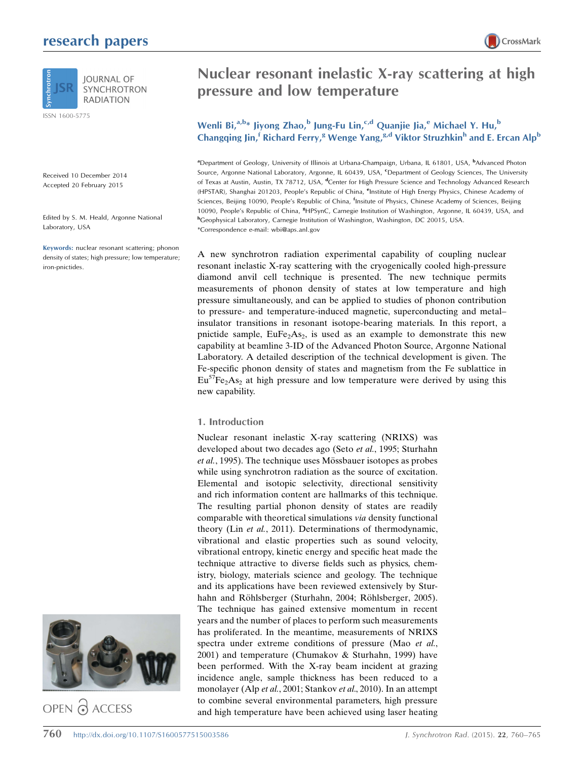# Nuclear resonant inelastic X-ray scattering at high pressure and low temperature

**Wenli Bi,[a,b]* Jiyong Zhao,[b] Jung-Fu Lin,[c,d] Quanjie Jia,[e] Michael Y. Hu,[b] Changqing Jin,[f] Richard Ferry,[g] Wenge Yang,[g,d] Viktor Struzhkin[h] and E. Ercan Alp[b]**

[a]Department of Geology, University of Illinois at Urbana-Champaign, Urbana, IL 61801, USA, [b]Advanced Photon Source, Argonne National Laboratory, Argonne, IL 60439, USA, [c]Department of Geology Sciences, The University of Texas at Austin, Austin, TX 78712, USA, [d]Center for High Pressure Science and Technology Advanced Research (HPSTAR), Shanghai 201203, People's Republic of China, [e]Institute of High Energy Physics, Chinese Academy of Sciences, Beijing 10090, People's Republic of China, [f]Insitute of Physics, Chinese Academy of Sciences, Beijing 10090, People's Republic of China, [g]HPSynC, Carnegie Institution of Washington, Argonne, IL 60439, USA, and [h]Geophysical Laboratory, Carnegie Institution of Washington, Washington, DC 20015, USA.
*Correspondence e-mail: wbi@aps.anl.gov

Received 10 December 2014
Accepted 20 February 2015

Edited by S. M. Heald, Argonne National Laboratory, USA

**Keywords:** nuclear resonant scattering; phonon density of states; high pressure; low temperature; iron-pnictides.

A new synchrotron radiation experimental capability of coupling nuclear resonant inelastic X-ray scattering with the cryogenically cooled high-pressure diamond anvil cell technique is presented. The new technique permits measurements of phonon density of states at low temperature and high pressure simultaneously, and can be applied to studies of phonon contribution to pressure- and temperature-induced magnetic, superconducting and metal–insulator transitions in resonant isotope-bearing materials. In this report, a pnictide sample, $EuFe_2As_2$, is used as an example to demonstrate this new capability at beamline 3-ID of the Advanced Photon Source, Argonne National Laboratory. A detailed description of the technical development is given. The Fe-specific phonon density of states and magnetism from the Fe sublattice in $Eu^{57}Fe_2As_2$ at high pressure and low temperature were derived by using this new capability.

## 1. Introduction

Nuclear resonant inelastic X-ray scattering (NRIXS) was developed about two decades ago (Seto *et al.*, 1995; Sturhahn *et al.*, 1995). The technique uses Mössbauer isotopes as probes while using synchrotron radiation as the source of excitation. Elemental and isotopic selectivity, directional sensitivity and rich information content are hallmarks of this technique. The resulting partial phonon density of states are readily comparable with theoretical simulations *via* density functional theory (Lin *et al.*, 2011). Determinations of thermodynamic, vibrational and elastic properties such as sound velocity, vibrational entropy, kinetic energy and specific heat made the technique attractive to diverse fields such as physics, chemistry, biology, materials science and geology. The technique and its applications have been reviewed extensively by Sturhahn and Röhlsberger (Sturhahn, 2004; Röhlsberger, 2005). The technique has gained extensive momentum in recent years and the number of places to perform such measurements has proliferated. In the meantime, measurements of NRIXS spectra under extreme conditions of pressure (Mao *et al.*, 2001) and temperature (Chumakov & Sturhahn, 1999) have been performed. With the X-ray beam incident at grazing incidence angle, sample thickness has been reduced to a monolayer (Alp *et al.*, 2001; Stankov *et al.*, 2010). In an attempt to combine several environmental parameters, high pressure and high temperature have been achieved using laser heating

OPEN ACCESS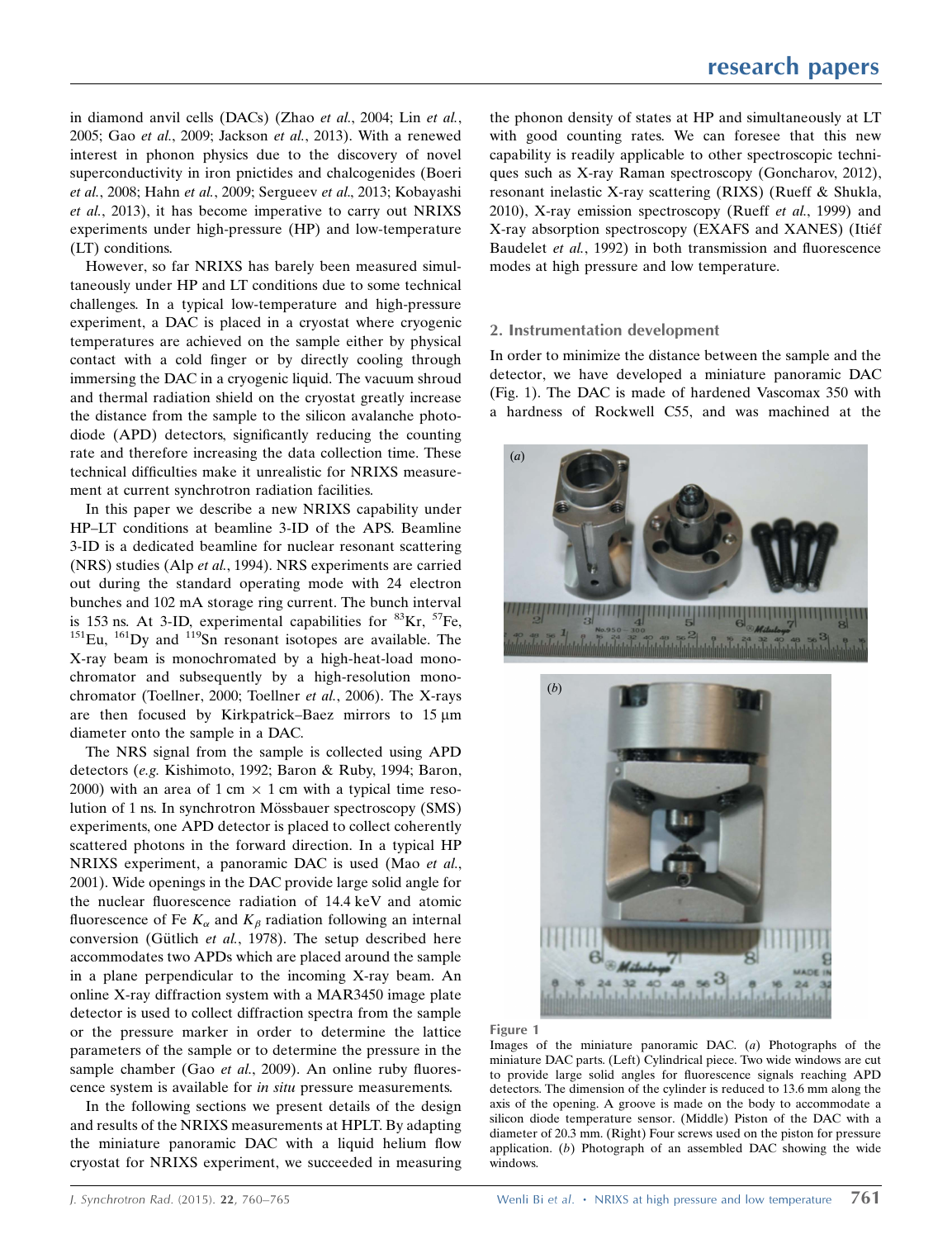in diamond anvil cells (DACs) (Zhao *et al.*, 2004; Lin *et al.*, 2005; Gao *et al.*, 2009; Jackson *et al.*, 2013). With a renewed interest in phonon physics due to the discovery of novel superconductivity in iron pnictides and chalcogenides (Boeri *et al.*, 2008; Hahn *et al.*, 2009; Sergueev *et al.*, 2013; Kobayashi *et al.*, 2013), it has become imperative to carry out NRIXS experiments under high-pressure (HP) and low-temperature (LT) conditions.

However, so far NRIXS has barely been measured simultaneously under HP and LT conditions due to some technical challenges. In a typical low-temperature and high-pressure experiment, a DAC is placed in a cryostat where cryogenic temperatures are achieved on the sample either by physical contact with a cold finger or by directly cooling through immersing the DAC in a cryogenic liquid. The vacuum shroud and thermal radiation shield on the cryostat greatly increase the distance from the sample to the silicon avalanche photodiode (APD) detectors, significantly reducing the counting rate and therefore increasing the data collection time. These technical difficulties make it unrealistic for NRIXS measurement at current synchrotron radiation facilities.

In this paper we describe a new NRIXS capability under HP–LT conditions at beamline 3-ID of the APS. Beamline 3-ID is a dedicated beamline for nuclear resonant scattering (NRS) studies (Alp *et al.*, 1994). NRS experiments are carried out during the standard operating mode with 24 electron bunches and 102 mA storage ring current. The bunch interval is 153 ns. At 3-ID, experimental capabilities for $^{83}$Kr, $^{57}$Fe, $^{151}$Eu, $^{161}$Dy and $^{119}$Sn resonant isotopes are available. The X-ray beam is monochromated by a high-heat-load monochromator and subsequently by a high-resolution monochromator (Toellner, 2000; Toellner *et al.*, 2006). The X-rays are then focused by Kirkpatrick–Baez mirrors to 15 µm diameter onto the sample in a DAC.

The NRS signal from the sample is collected using APD detectors (*e.g.* Kishimoto, 1992; Baron & Ruby, 1994; Baron, 2000) with an area of 1 cm × 1 cm with a typical time resolution of 1 ns. In synchrotron Mössbauer spectroscopy (SMS) experiments, one APD detector is placed to collect coherently scattered photons in the forward direction. In a typical HP NRIXS experiment, a panoramic DAC is used (Mao *et al.*, 2001). Wide openings in the DAC provide large solid angle for the nuclear fluorescence radiation of 14.4 keV and atomic fluorescence of Fe $K_{\alpha}$ and $K_{\beta}$ radiation following an internal conversion (Gütlich *et al.*, 1978). The setup described here accommodates two APDs which are placed around the sample in a plane perpendicular to the incoming X-ray beam. An online X-ray diffraction system with a MAR3450 image plate detector is used to collect diffraction spectra from the sample or the pressure marker in order to determine the lattice parameters of the sample or to determine the pressure in the sample chamber (Gao *et al.*, 2009). An online ruby fluorescence system is available for *in situ* pressure measurements.

In the following sections we present details of the design and results of the NRIXS measurements at HPLT. By adapting the miniature panoramic DAC with a liquid helium flow cryostat for NRIXS experiment, we succeeded in measuring the phonon density of states at HP and simultaneously at LT with good counting rates. We can foresee that this new capability is readily applicable to other spectroscopic techniques such as X-ray Raman spectroscopy (Goncharov, 2012), resonant inelastic X-ray scattering (RIXS) (Rueff & Shukla, 2010), X-ray emission spectroscopy (Rueff *et al.*, 1999) and X-ray absorption spectroscopy (EXAFS and XANES) (Itiéf Baudelet *et al.*, 1992) in both transmission and fluorescence modes at high pressure and low temperature.

## 2. Instrumentation development

In order to minimize the distance between the sample and the detector, we have developed a miniature panoramic DAC (Fig. 1). The DAC is made of hardened Vascomax 350 with a hardness of Rockwell C55, and was machined at the

**Figure 1**
Images of the miniature panoramic DAC. (*a*) Photographs of the miniature DAC parts. (Left) Cylindrical piece. Two wide windows are cut to provide large solid angles for fluorescence signals reaching APD detectors. The dimension of the cylinder is reduced to 13.6 mm along the axis of the opening. A groove is made on the body to accommodate a silicon diode temperature sensor. (Middle) Piston of the DAC with a diameter of 20.3 mm. (Right) Four screws used on the piston for pressure application. (*b*) Photograph of an assembled DAC showing the wide windows.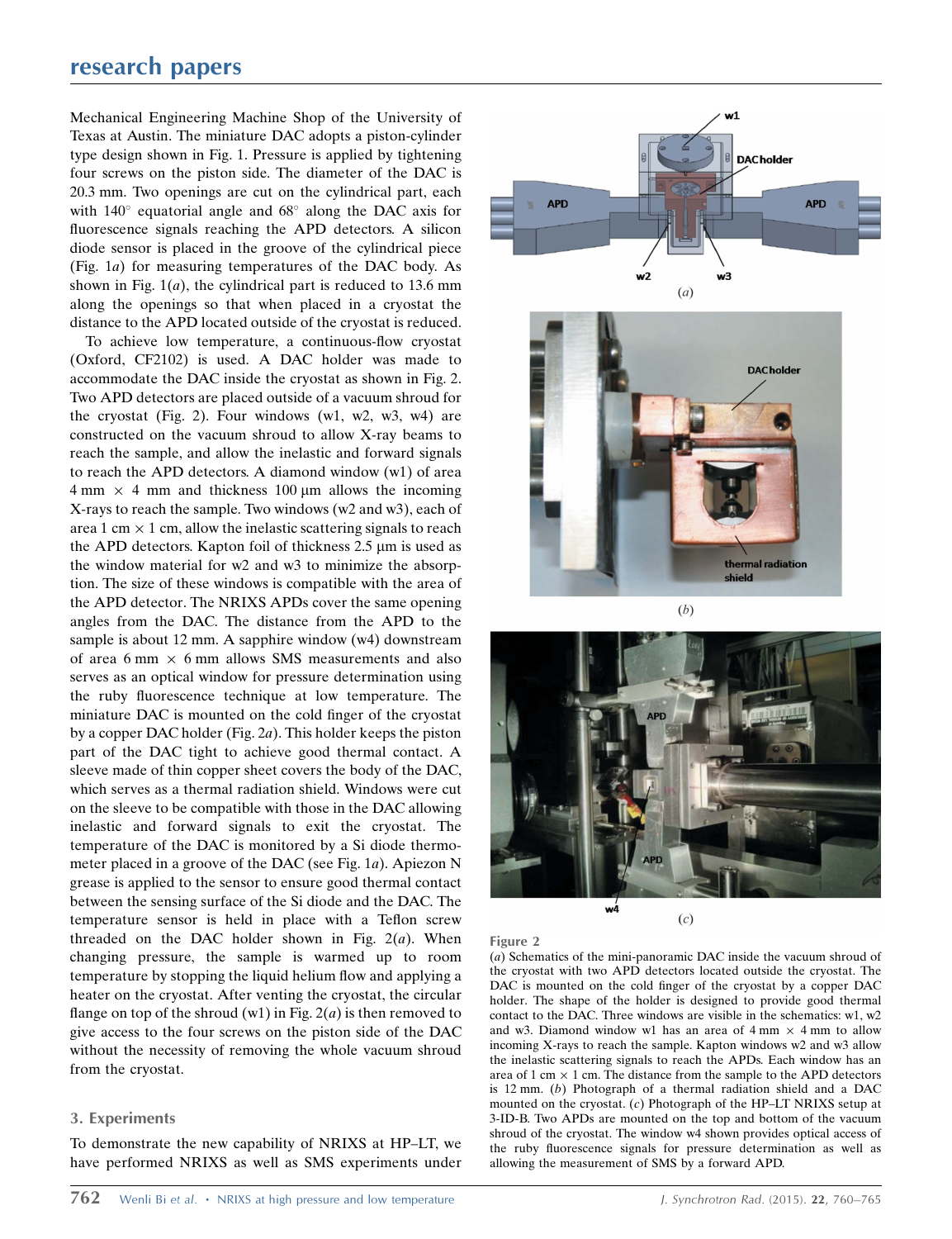Mechanical Engineering Machine Shop of the University of Texas at Austin. The miniature DAC adopts a piston-cylinder type design shown in Fig. 1. Pressure is applied by tightening four screws on the piston side. The diameter of the DAC is 20.3 mm. Two openings are cut on the cylindrical part, each with 140° equatorial angle and 68° along the DAC axis for fluorescence signals reaching the APD detectors. A silicon diode sensor is placed in the groove of the cylindrical piece (Fig. 1*a*) for measuring temperatures of the DAC body. As shown in Fig. 1(*a*), the cylindrical part is reduced to 13.6 mm along the openings so that when placed in a cryostat the distance to the APD located outside of the cryostat is reduced.

To achieve low temperature, a continuous-flow cryostat (Oxford, CF2102) is used. A DAC holder was made to accommodate the DAC inside the cryostat as shown in Fig. 2. Two APD detectors are placed outside of a vacuum shroud for the cryostat (Fig. 2). Four windows (w1, w2, w3, w4) are constructed on the vacuum shroud to allow X-ray beams to reach the sample, and allow the inelastic and forward signals to reach the APD detectors. A diamond window (w1) of area 4 mm × 4 mm and thickness 100 µm allows the incoming X-rays to reach the sample. Two windows (w2 and w3), each of area 1 cm × 1 cm, allow the inelastic scattering signals to reach the APD detectors. Kapton foil of thickness 2.5 µm is used as the window material for w2 and w3 to minimize the absorption. The size of these windows is compatible with the area of the APD detector. The NRIXS APDs cover the same opening angles from the DAC. The distance from the APD to the sample is about 12 mm. A sapphire window (w4) downstream of area 6 mm × 6 mm allows SMS measurements and also serves as an optical window for pressure determination using the ruby fluorescence technique at low temperature. The miniature DAC is mounted on the cold finger of the cryostat by a copper DAC holder (Fig. 2*a*). This holder keeps the piston part of the DAC tight to achieve good thermal contact. A sleeve made of thin copper sheet covers the body of the DAC, which serves as a thermal radiation shield. Windows were cut on the sleeve to be compatible with those in the DAC allowing inelastic and forward signals to exit the cryostat. The temperature of the DAC is monitored by a Si diode thermometer placed in a groove of the DAC (see Fig. 1*a*). Apiezon N grease is applied to the sensor to ensure good thermal contact between the sensing surface of the Si diode and the DAC. The temperature sensor is held in place with a Teflon screw threaded on the DAC holder shown in Fig. 2(*a*). When changing pressure, the sample is warmed up to room temperature by stopping the liquid helium flow and applying a heater on the cryostat. After venting the cryostat, the circular flange on top of the shroud (w1) in Fig. 2(*a*) is then removed to give access to the four screws on the piston side of the DAC without the necessity of removing the whole vacuum shroud from the cryostat.

Figure 2

(*a*) Schematics of the mini-panoramic DAC inside the vacuum shroud of the cryostat with two APD detectors located outside the cryostat. The DAC is mounted on the cold finger of the cryostat by a copper DAC holder. The shape of the holder is designed to provide good thermal contact to the DAC. Three windows are visible in the schematics: w1, w2 and w3. Diamond window w1 has an area of 4 mm × 4 mm to allow incoming X-rays to reach the sample. Kapton windows w2 and w3 allow the inelastic scattering signals to reach the APDs. Each window has an area of 1 cm × 1 cm. The distance from the sample to the APD detectors is 12 mm. (*b*) Photograph of a thermal radiation shield and a DAC mounted on the cryostat. (*c*) Photograph of the HP–LT NRIXS setup at 3-ID-B. Two APDs are mounted on the top and bottom of the vacuum shroud of the cryostat. The window w4 shown provides optical access of the ruby fluorescence signals for pressure determination as well as allowing the measurement of SMS by a forward APD.

### 3. Experiments

To demonstrate the new capability of NRIXS at HP–LT, we have performed NRIXS as well as SMS experiments under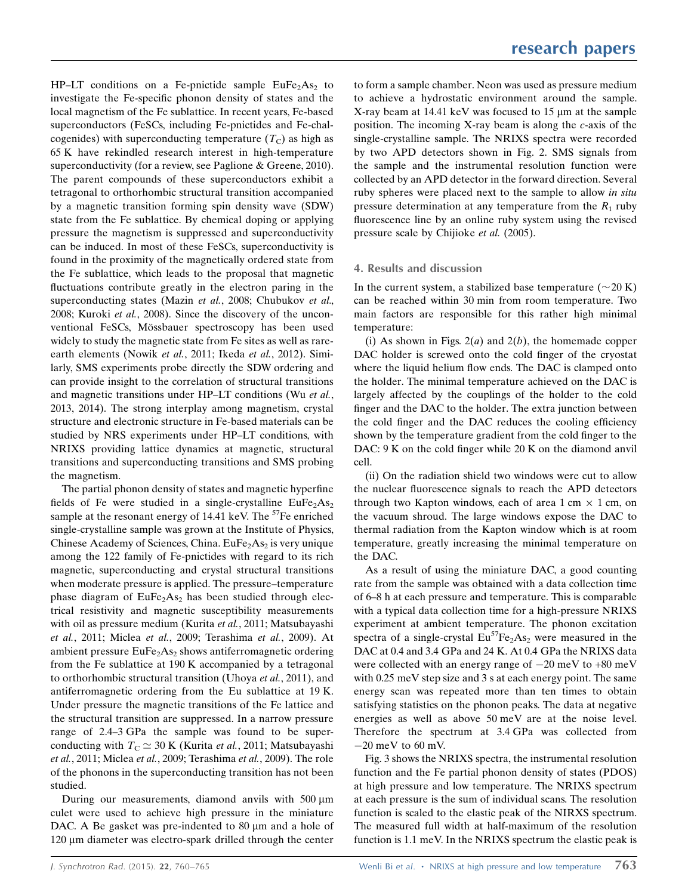HP–LT conditions on a Fe-pnictide sample $EuFe_2As_2$ to investigate the Fe-specific phonon density of states and the local magnetism of the Fe sublattice. In recent years, Fe-based superconductors (FeSCs, including Fe-pnictides and Fe-chalcogenides) with superconducting temperature ($T_C$) as high as 65 K have rekindled research interest in high-temperature superconductivity (for a review, see Paglione & Greene, 2010). The parent compounds of these superconductors exhibit a tetragonal to orthorhombic structural transition accompanied by a magnetic transition forming spin density wave (SDW) state from the Fe sublattice. By chemical doping or applying pressure the magnetism is suppressed and superconductivity can be induced. In most of these FeSCs, superconductivity is found in the proximity of the magnetically ordered state from the Fe sublattice, which leads to the proposal that magnetic fluctuations contribute greatly in the electron paring in the superconducting states (Mazin *et al.*, 2008; Chubukov *et al.*, 2008; Kuroki *et al.*, 2008). Since the discovery of the unconventional FeSCs, Mössbauer spectroscopy has been used widely to study the magnetic state from Fe sites as well as rare-earth elements (Nowik *et al.*, 2011; Ikeda *et al.*, 2012). Similarly, SMS experiments probe directly the SDW ordering and can provide insight to the correlation of structural transitions and magnetic transitions under HP–LT conditions (Wu *et al.*, 2013, 2014). The strong interplay among magnetism, crystal structure and electronic structure in Fe-based materials can be studied by NRS experiments under HP–LT conditions, with NRIXS providing lattice dynamics at magnetic, structural transitions and superconducting transitions and SMS probing the magnetism.

The partial phonon density of states and magnetic hyperfine fields of Fe were studied in a single-crystalline $EuFe_2As_2$ sample at the resonant energy of 14.41 keV. The $^{57}Fe$ enriched single-crystalline sample was grown at the Institute of Physics, Chinese Academy of Sciences, China. $EuFe_2As_2$ is very unique among the 122 family of Fe-pnictides with regard to its rich magnetic, superconducting and crystal structural transitions when moderate pressure is applied. The pressure–temperature phase diagram of $EuFe_2As_2$ has been studied through electrical resistivity and magnetic susceptibility measurements with oil as pressure medium (Kurita *et al.*, 2011; Matsubayashi *et al.*, 2011; Miclea *et al.*, 2009; Terashima *et al.*, 2009). At ambient pressure $EuFe_2As_2$ shows antiferromagnetic ordering from the Fe sublattice at 190 K accompanied by a tetragonal to orthorhombic structural transition (Uhoya *et al.*, 2011), and antiferromagnetic ordering from the Eu sublattice at 19 K. Under pressure the magnetic transitions of the Fe lattice and the structural transition are suppressed. In a narrow pressure range of 2.4–3 GPa the sample was found to be superconducting with $T_C \simeq 30$ K (Kurita *et al.*, 2011; Matsubayashi *et al.*, 2011; Miclea *et al.*, 2009; Terashima *et al.*, 2009). The role of the phonons in the superconducting transition has not been studied.

During our measurements, diamond anvils with 500 µm culet were used to achieve high pressure in the miniature DAC. A Be gasket was pre-indented to 80 µm and a hole of 120 µm diameter was electro-spark drilled through the center to form a sample chamber. Neon was used as pressure medium to achieve a hydrostatic environment around the sample. X-ray beam at 14.41 keV was focused to 15 µm at the sample position. The incoming X-ray beam is along the *c*-axis of the single-crystalline sample. The NRIXS spectra were recorded by two APD detectors shown in Fig. 2. SMS signals from the sample and the instrumental resolution function were collected by an APD detector in the forward direction. Several ruby spheres were placed next to the sample to allow *in situ* pressure determination at any temperature from the $R_1$ ruby fluorescence line by an online ruby system using the revised pressure scale by Chijioke *et al.* (2005).

## 4. Results and discussion

In the current system, a stabilized base temperature ($\sim$20 K) can be reached within 30 min from room temperature. Two main factors are responsible for this rather high minimal temperature:

(i) As shown in Figs. 2(*a*) and 2(*b*), the homemade copper DAC holder is screwed onto the cold finger of the cryostat where the liquid helium flow ends. The DAC is clamped onto the holder. The minimal temperature achieved on the DAC is largely affected by the couplings of the holder to the cold finger and the DAC to the holder. The extra junction between the cold finger and the DAC reduces the cooling efficiency shown by the temperature gradient from the cold finger to the DAC: 9 K on the cold finger while 20 K on the diamond anvil cell.

(ii) On the radiation shield two windows were cut to allow the nuclear fluorescence signals to reach the APD detectors through two Kapton windows, each of area 1 cm × 1 cm, on the vacuum shroud. The large windows expose the DAC to thermal radiation from the Kapton window which is at room temperature, greatly increasing the minimal temperature on the DAC.

As a result of using the miniature DAC, a good counting rate from the sample was obtained with a data collection time of 6–8 h at each pressure and temperature. This is comparable with a typical data collection time for a high-pressure NRIXS experiment at ambient temperature. The phonon excitation spectra of a single-crystal $Eu^{57}Fe_2As_2$ were measured in the DAC at 0.4 and 3.4 GPa and 24 K. At 0.4 GPa the NRIXS data were collected with an energy range of −20 meV to +80 meV with 0.25 meV step size and 3 s at each energy point. The same energy scan was repeated more than ten times to obtain satisfying statistics on the phonon peaks. The data at negative energies as well as above 50 meV are at the noise level. Therefore the spectrum at 3.4 GPa was collected from −20 meV to 60 mV.

Fig. 3 shows the NRIXS spectra, the instrumental resolution function and the Fe partial phonon density of states (PDOS) at high pressure and low temperature. The NRIXS spectrum at each pressure is the sum of individual scans. The resolution function is scaled to the elastic peak of the NIRXS spectrum. The measured full width at half-maximum of the resolution function is 1.1 meV. In the NRIXS spectrum the elastic peak is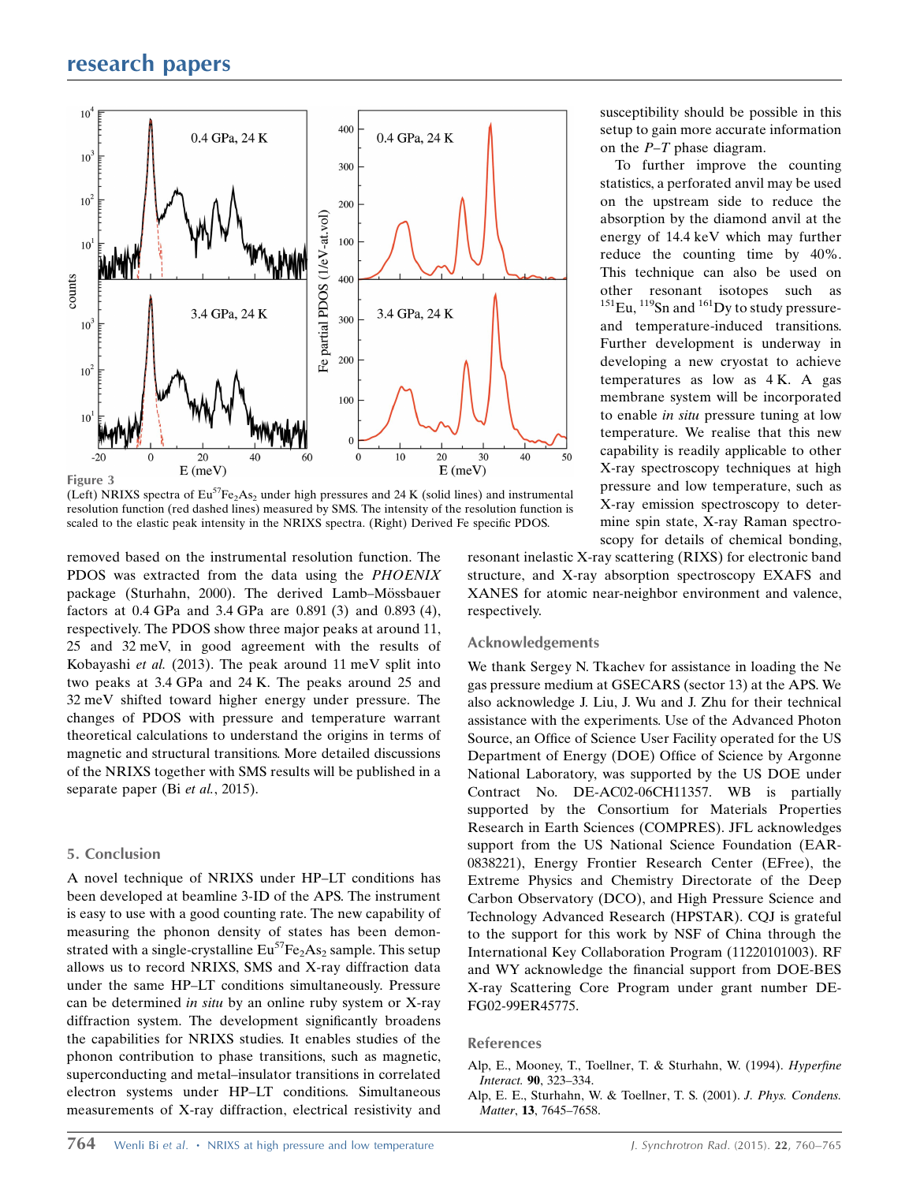Figure 3

(Left) NRIXS spectra of $Eu^{57}Fe_2As_2$ under high pressures and 24 K (solid lines) and instrumental resolution function (red dashed lines) measured by SMS. The intensity of the resolution function is scaled to the elastic peak intensity in the NRIXS spectra. (Right) Derived Fe specific PDOS.

removed based on the instrumental resolution function. The PDOS was extracted from the data using the *PHOENIX* package (Sturhahn, 2000). The derived Lamb–Mössbauer factors at 0.4 GPa and 3.4 GPa are 0.891 (3) and 0.893 (4), respectively. The PDOS show three major peaks at around 11, 25 and 32 meV, in good agreement with the results of Kobayashi *et al.* (2013). The peak around 11 meV split into two peaks at 3.4 GPa and 24 K. The peaks around 25 and 32 meV shifted toward higher energy under pressure. The changes of PDOS with pressure and temperature warrant theoretical calculations to understand the origins in terms of magnetic and structural transitions. More detailed discussions of the NRIXS together with SMS results will be published in a separate paper (Bi *et al.*, 2015).

## 5. Conclusion

A novel technique of NRIXS under HP–LT conditions has been developed at beamline 3-ID of the APS. The instrument is easy to use with a good counting rate. The new capability of measuring the phonon density of states has been demonstrated with a single-crystalline $Eu^{57}Fe_2As_2$ sample. This setup allows us to record NRIXS, SMS and X-ray diffraction data under the same HP–LT conditions simultaneously. Pressure can be determined *in situ* by an online ruby system or X-ray diffraction system. The development significantly broadens the capabilities for NRIXS studies. It enables studies of the phonon contribution to phase transitions, such as magnetic, superconducting and metal–insulator transitions in correlated electron systems under HP–LT conditions. Simultaneous measurements of X-ray diffraction, electrical resistivity and susceptibility should be possible in this setup to gain more accurate information on the *P*–*T* phase diagram.

To further improve the counting statistics, a perforated anvil may be used on the upstream side to reduce the absorption by the diamond anvil at the energy of 14.4 keV which may further reduce the counting time by 40%. This technique can also be used on other resonant isotopes such as $^{151}Eu$, $^{119}Sn$ and $^{161}Dy$ to study pressure- and temperature-induced transitions. Further development is underway in developing a new cryostat to achieve temperatures as low as 4 K. A gas membrane system will be incorporated to enable *in situ* pressure tuning at low temperature. We realise that this new capability is readily applicable to other X-ray spectroscopy techniques at high pressure and low temperature, such as X-ray emission spectroscopy to determine spin state, X-ray Raman spectroscopy for details of chemical bonding, resonant inelastic X-ray scattering (RIXS) for electronic band structure, and X-ray absorption spectroscopy EXAFS and XANES for atomic near-neighbor environment and valence, respectively.

## Acknowledgements

We thank Sergey N. Tkachev for assistance in loading the Ne gas pressure medium at GSECARS (sector 13) at the APS. We also acknowledge J. Liu, J. Wu and J. Zhu for their technical assistance with the experiments. Use of the Advanced Photon Source, an Office of Science User Facility operated for the US Department of Energy (DOE) Office of Science by Argonne National Laboratory, was supported by the US DOE under Contract No. DE-AC02-06CH11357. WB is partially supported by the Consortium for Materials Properties Research in Earth Sciences (COMPRES). JFL acknowledges support from the US National Science Foundation (EAR-0838221), Energy Frontier Research Center (EFree), the Extreme Physics and Chemistry Directorate of the Deep Carbon Observatory (DCO), and High Pressure Science and Technology Advanced Research (HPSTAR). CQJ is grateful to the support for this work by NSF of China through the International Key Collaboration Program (11220101003). RF and WY acknowledge the financial support from DOE-BES X-ray Scattering Core Program under grant number DE-FG02-99ER45775.

## References

Alp, E., Mooney, T., Toellner, T. & Sturhahn, W. (1994). *Hyperfine Interact.* **90**, 323–334.

Alp, E. E., Sturhahn, W. & Toellner, T. S. (2001). *J. Phys. Condens. Matter*, **13**, 7645–7658.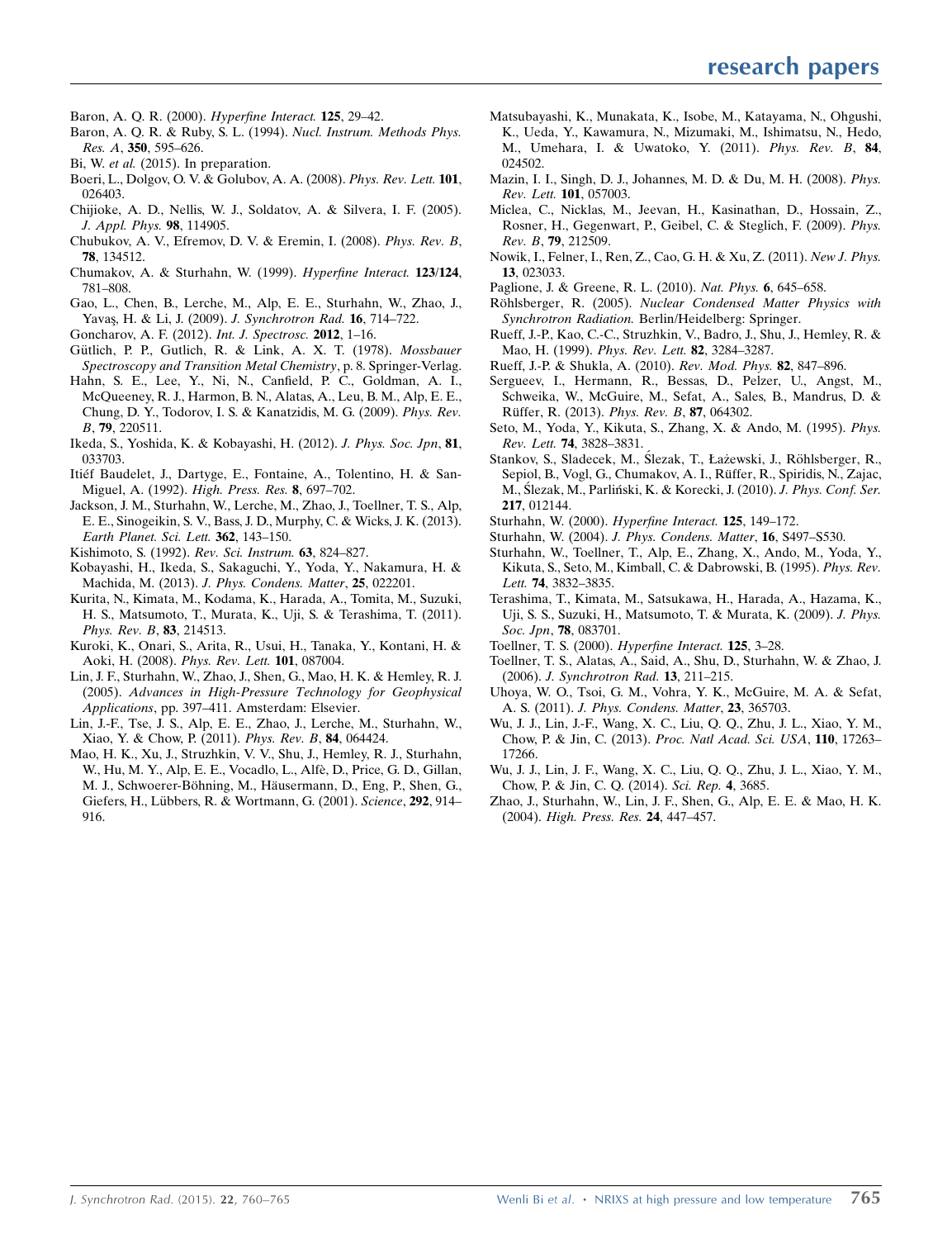Baron, A. Q. R. (2000). *Hyperfine Interact.* **125**, 29–42.

Baron, A. Q. R. & Ruby, S. L. (1994). *Nucl. Instrum. Methods Phys. Res. A*, **350**, 595–626.

Bi, W. *et al.* (2015). In preparation.

Boeri, L., Dolgov, O. V. & Golubov, A. A. (2008). *Phys. Rev. Lett.* **101**, 026403.

Chijioke, A. D., Nellis, W. J., Soldatov, A. & Silvera, I. F. (2005). *J. Appl. Phys.* **98**, 114905.

Chubukov, A. V., Efremov, D. V. & Eremin, I. (2008). *Phys. Rev. B*, **78**, 134512.

Chumakov, A. & Sturhahn, W. (1999). *Hyperfine Interact.* **123/124**, 781–808.

Gao, L., Chen, B., Lerche, M., Alp, E. E., Sturhahn, W., Zhao, J., Yavaş, H. & Li, J. (2009). *J. Synchrotron Rad.* **16**, 714–722.

Goncharov, A. F. (2012). *Int. J. Spectrosc.* **2012**, 1–16.

Gütlich, P. P., Gutlich, R. & Link, A. X. T. (1978). *Mossbauer Spectroscopy and Transition Metal Chemistry*, p. 8. Springer-Verlag.

Hahn, S. E., Lee, Y., Ni, N., Canfield, P. C., Goldman, A. I., McQueeney, R. J., Harmon, B. N., Alatas, A., Leu, B. M., Alp, E. E., Chung, D. Y., Todorov, I. S. & Kanatzidis, M. G. (2009). *Phys. Rev. B*, **79**, 220511.

Ikeda, S., Yoshida, K. & Kobayashi, H. (2012). *J. Phys. Soc. Jpn*, **81**, 033703.

Itiéf Baudelet, J., Dartyge, E., Fontaine, A., Tolentino, H. & San-Miguel, A. (1992). *High. Press. Res.* **8**, 697–702.

Jackson, J. M., Sturhahn, W., Lerche, M., Zhao, J., Toellner, T. S., Alp, E. E., Sinogeikin, S. V., Bass, J. D., Murphy, C. & Wicks, J. K. (2013). *Earth Planet. Sci. Lett.* **362**, 143–150.

Kishimoto, S. (1992). *Rev. Sci. Instrum.* **63**, 824–827.

Kobayashi, H., Ikeda, S., Sakaguchi, Y., Yoda, Y., Nakamura, H. & Machida, M. (2013). *J. Phys. Condens. Matter*, **25**, 022201.

Kurita, N., Kimata, M., Kodama, K., Harada, A., Tomita, M., Suzuki, H. S., Matsumoto, T., Murata, K., Uji, S. & Terashima, T. (2011). *Phys. Rev. B*, **83**, 214513.

Kuroki, K., Onari, S., Arita, R., Usui, H., Tanaka, Y., Kontani, H. & Aoki, H. (2008). *Phys. Rev. Lett.* **101**, 087004.

Lin, J. F., Sturhahn, W., Zhao, J., Shen, G., Mao, H. K. & Hemley, R. J. (2005). *Advances in High-Pressure Technology for Geophysical Applications*, pp. 397–411. Amsterdam: Elsevier.

Lin, J.-F., Tse, J. S., Alp, E. E., Zhao, J., Lerche, M., Sturhahn, W., Xiao, Y. & Chow, P. (2011). *Phys. Rev. B*, **84**, 064424.

Mao, H. K., Xu, J., Struzhkin, V. V., Shu, J., Hemley, R. J., Sturhahn, W., Hu, M. Y., Alp, E. E., Vocadlo, L., Alfè, D., Price, G. D., Gillan, M. J., Schwoerer-Böhning, M., Häusermann, D., Eng, P., Shen, G., Giefers, H., Lübbers, R. & Wortmann, G. (2001). *Science*, **292**, 914–916.

Matsubayashi, K., Munakata, K., Isobe, M., Katayama, N., Ohgushi, K., Ueda, Y., Kawamura, N., Mizumaki, M., Ishimatsu, N., Hedo, M., Umehara, I. & Uwatoko, Y. (2011). *Phys. Rev. B*, **84**, 024502.

Mazin, I. I., Singh, D. J., Johannes, M. D. & Du, M. H. (2008). *Phys. Rev. Lett.* **101**, 057003.

Miclea, C., Nicklas, M., Jeevan, H., Kasinathan, D., Hossain, Z., Rosner, H., Gegenwart, P., Geibel, C. & Steglich, F. (2009). *Phys. Rev. B*, **79**, 212509.

Nowik, I., Felner, I., Ren, Z., Cao, G. H. & Xu, Z. (2011). *New J. Phys.* **13**, 023033.

Paglione, J. & Greene, R. L. (2010). *Nat. Phys.* **6**, 645–658.

Röhlsberger, R. (2005). *Nuclear Condensed Matter Physics with Synchrotron Radiation.* Berlin/Heidelberg: Springer.

Rueff, J.-P., Kao, C.-C., Struzhkin, V., Badro, J., Shu, J., Hemley, R. & Mao, H. (1999). *Phys. Rev. Lett.* **82**, 3284–3287.

Rueff, J.-P. & Shukla, A. (2010). *Rev. Mod. Phys.* **82**, 847–896.

Sergueev, I., Hermann, R., Bessas, D., Pelzer, U., Angst, M., Schweika, W., McGuire, M., Sefat, A., Sales, B., Mandrus, D. & Rüffer, R. (2013). *Phys. Rev. B*, **87**, 064302.

Seto, M., Yoda, Y., Kikuta, S., Zhang, X. & Ando, M. (1995). *Phys. Rev. Lett.* **74**, 3828–3831.

Stankov, S., Sladecek, M., Ślezak, T., Łażewski, J., Röhlsberger, R., Sepiol, B., Vogl, G., Chumakov, A. I., Rüffer, R., Spiridis, N., Zajac, M., Ślezak, M., Parliński, K. & Korecki, J. (2010). *J. Phys. Conf. Ser.* **217**, 012144.

Sturhahn, W. (2000). *Hyperfine Interact.* **125**, 149–172.

Sturhahn, W. (2004). *J. Phys. Condens. Matter*, **16**, S497–S530.

Sturhahn, W., Toellner, T., Alp, E., Zhang, X., Ando, M., Yoda, Y., Kikuta, S., Seto, M., Kimball, C. & Dabrowski, B. (1995). *Phys. Rev. Lett.* **74**, 3832–3835.

Terashima, T., Kimata, M., Satsukawa, H., Harada, A., Hazama, K., Uji, S. S., Suzuki, H., Matsumoto, T. & Murata, K. (2009). *J. Phys. Soc. Jpn*, **78**, 083701.

Toellner, T. S. (2000). *Hyperfine Interact.* **125**, 3–28.

Toellner, T. S., Alatas, A., Said, A., Shu, D., Sturhahn, W. & Zhao, J. (2006). *J. Synchrotron Rad.* **13**, 211–215.

Uhoya, W. O., Tsoi, G. M., Vohra, Y. K., McGuire, M. A. & Sefat, A. S. (2011). *J. Phys. Condens. Matter*, **23**, 365703.

Wu, J. J., Lin, J.-F., Wang, X. C., Liu, Q. Q., Zhu, J. L., Xiao, Y. M., Chow, P. & Jin, C. (2013). *Proc. Natl Acad. Sci. USA*, **110**, 17263–17266.

Wu, J. J., Lin, J. F., Wang, X. C., Liu, Q. Q., Zhu, J. L., Xiao, Y. M., Chow, P. & Jin, C. Q. (2014). *Sci. Rep.* **4**, 3685.

Zhao, J., Sturhahn, W., Lin, J. F., Shen, G., Alp, E. E. & Mao, H. K. (2004). *High. Press. Res.* **24**, 447–457.